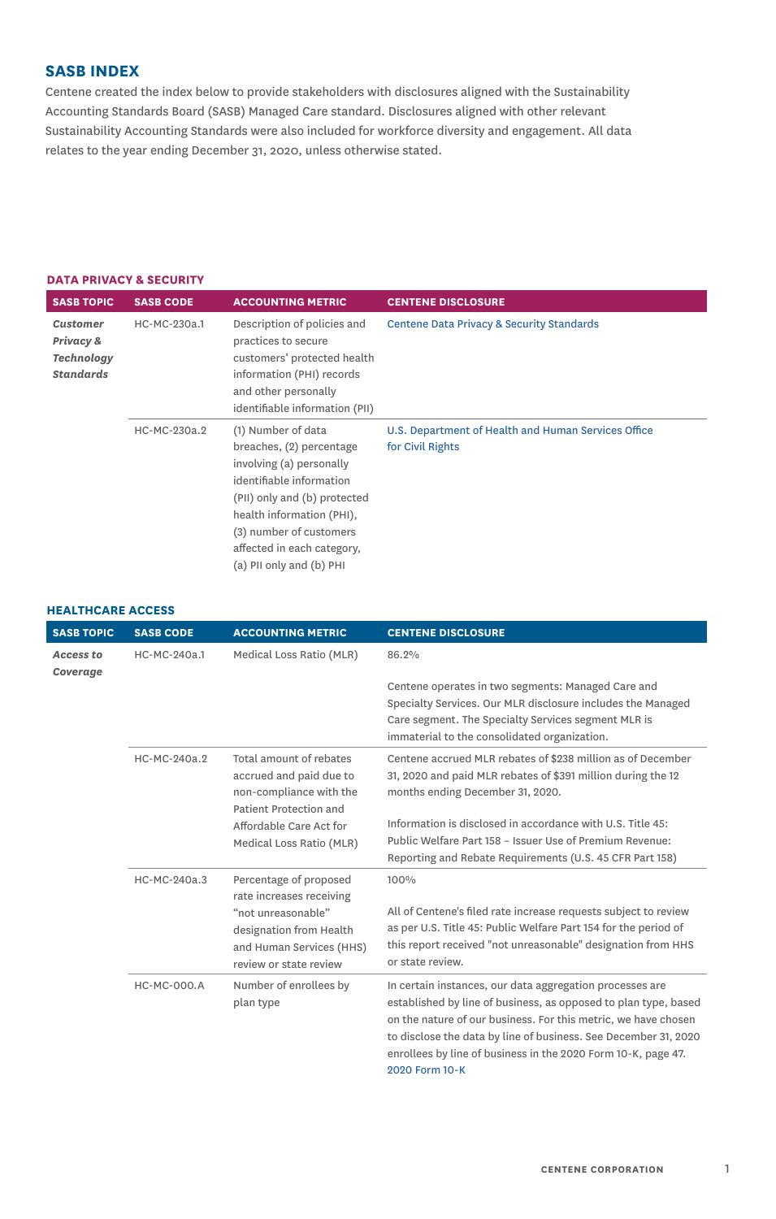## SASB INDEX

Centene created the index below to provide stakeholders with disclosures aligned with the Sustainability Accounting Standards Board (SASB) Managed Care standard. Disclosures aligned with other relevant Sustainability Accounting Standards were also included for workforce diversity and engagement. All data relates to the year ending December 31, 2020, unless otherwise stated.

### DATA PRIVACY & SECURITY

| SASB TOPIC | SASB CODE | ACCOUNTING METRIC | CENTENE DISCLOSURE |
|---|---|---|---|
| ***Customer Privacy & Technology Standards*** | HC-MC-230a.1 | Description of policies and practices to secure customers' protected health information (PHI) records and other personally identifiable information (PII) | Centene Data Privacy & Security Standards |
| | HC-MC-230a.2 | (1) Number of data breaches, (2) percentage involving (a) personally identifiable information (PII) only and (b) protected health information (PHI), (3) number of customers affected in each category, (a) PII only and (b) PHI | U.S. Department of Health and Human Services Office for Civil Rights |

### HEALTHCARE ACCESS

| SASB TOPIC | SASB CODE | ACCOUNTING METRIC | CENTENE DISCLOSURE |
|---|---|---|---|
| ***Access to Coverage*** | HC-MC-240a.1 | Medical Loss Ratio (MLR) | 86.2%<br><br>Centene operates in two segments: Managed Care and Specialty Services. Our MLR disclosure includes the Managed Care segment. The Specialty Services segment MLR is immaterial to the consolidated organization. |
| | HC-MC-240a.2 | Total amount of rebates accrued and paid due to non-compliance with the Patient Protection and Affordable Care Act for Medical Loss Ratio (MLR) | Centene accrued MLR rebates of $238 million as of December 31, 2020 and paid MLR rebates of $391 million during the 12 months ending December 31, 2020.<br><br>Information is disclosed in accordance with U.S. Title 45: Public Welfare Part 158 – Issuer Use of Premium Revenue: Reporting and Rebate Requirements (U.S. 45 CFR Part 158) |
| | HC-MC-240a.3 | Percentage of proposed rate increases receiving "not unreasonable" designation from Health and Human Services (HHS) review or state review | 100%<br><br>All of Centene's filed rate increase requests subject to review as per U.S. Title 45: Public Welfare Part 154 for the period of this report received "not unreasonable" designation from HHS or state review. |
| | HC-MC-000.A | Number of enrollees by plan type | In certain instances, our data aggregation processes are established by line of business, as opposed to plan type, based on the nature of our business. For this metric, we have chosen to disclose the data by line of business. See December 31, 2020 enrollees by line of business in the 2020 Form 10-K, page 47. 2020 Form 10-K |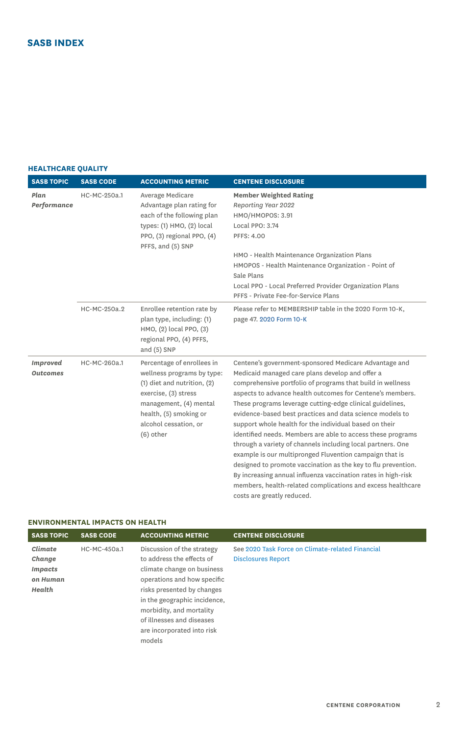## SASB INDEX

### HEALTHCARE QUALITY

| SASB TOPIC | SASB CODE | ACCOUNTING METRIC | CENTENE DISCLOSURE |
|---|---|---|---|
| ***Plan Performance*** | HC-MC-250a.1 | Average Medicare Advantage plan rating for each of the following plan types: (1) HMO, (2) local PPO, (3) regional PPO, (4) PFFS, and (5) SNP | **Member Weighted Rating**<br>*Reporting Year 2022*<br>HMO/HMOPOS: 3.91<br>Local PPO: 3.74<br>PFFS: 4.00<br><br>HMO - Health Maintenance Organization Plans<br>HMOPOS - Health Maintenance Organization - Point of Sale Plans<br>Local PPO - Local Preferred Provider Organization Plans<br>PFFS - Private Fee-for-Service Plans |
| | HC-MC-250a.2 | Enrollee retention rate by plan type, including: (1) HMO, (2) local PPO, (3) regional PPO, (4) PFFS, and (5) SNP | Please refer to MEMBERSHIP table in the 2020 Form 10-K, page 47. 2020 Form 10-K |
| ***Improved Outcomes*** | HC-MC-260a.1 | Percentage of enrollees in wellness programs by type: (1) diet and nutrition, (2) exercise, (3) stress management, (4) mental health, (5) smoking or alcohol cessation, or (6) other | Centene's government-sponsored Medicare Advantage and Medicaid managed care plans develop and offer a comprehensive portfolio of programs that build in wellness aspects to advance health outcomes for Centene's members. These programs leverage cutting-edge clinical guidelines, evidence-based best practices and data science models to support whole health for the individual based on their identified needs. Members are able to access these programs through a variety of channels including local partners. One example is our multipronged Fluvention campaign that is designed to promote vaccination as the key to flu prevention. By increasing annual influenza vaccination rates in high-risk members, health-related complications and excess healthcare costs are greatly reduced. |

### ENVIRONMENTAL IMPACTS ON HEALTH

| SASB TOPIC | SASB CODE | ACCOUNTING METRIC | CENTENE DISCLOSURE |
|---|---|---|---|
| ***Climate Change Impacts on Human Health*** | HC-MC-450a.1 | Discussion of the strategy to address the effects of climate change on business operations and how specific risks presented by changes in the geographic incidence, morbidity, and mortality of illnesses and diseases are incorporated into risk models | See 2020 Task Force on Climate-related Financial Disclosures Report |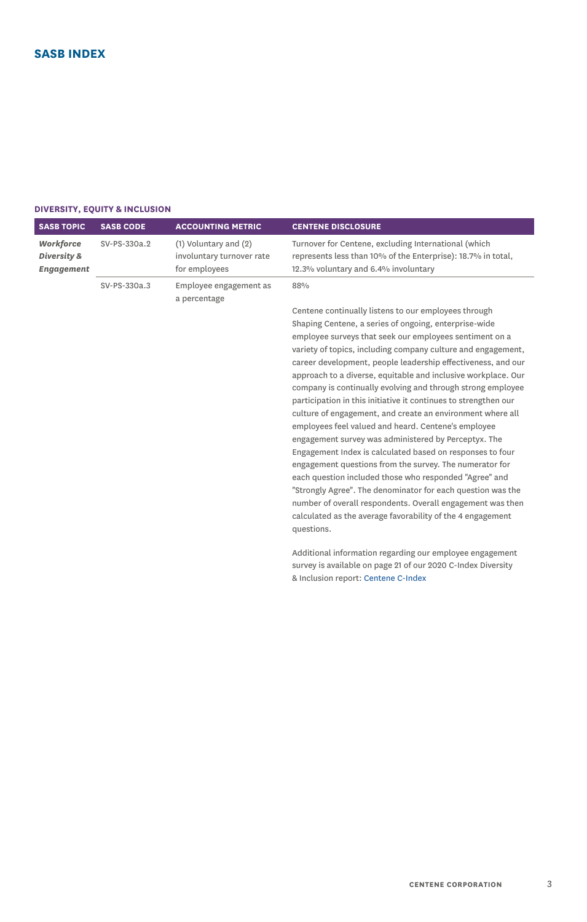## SASB INDEX

### DIVERSITY, EQUITY & INCLUSION

| SASB TOPIC | SASB CODE | ACCOUNTING METRIC | CENTENE DISCLOSURE |
|---|---|---|---|
| *Workforce Diversity & Engagement* | SV-PS-330a.2 | (1) Voluntary and (2) involuntary turnover rate for employees | Turnover for Centene, excluding International (which represents less than 10% of the Enterprise): 18.7% in total, 12.3% voluntary and 6.4% involuntary |
| | SV-PS-330a.3 | Employee engagement as a percentage | 88%<br><br>Centene continually listens to our employees through Shaping Centene, a series of ongoing, enterprise-wide employee surveys that seek our employees sentiment on a variety of topics, including company culture and engagement, career development, people leadership effectiveness, and our approach to a diverse, equitable and inclusive workplace. Our company is continually evolving and through strong employee participation in this initiative it continues to strengthen our culture of engagement, and create an environment where all employees feel valued and heard. Centene's employee engagement survey was administered by Perceptyx. The Engagement Index is calculated based on responses to four engagement questions from the survey. The numerator for each question included those who responded "Agree" and "Strongly Agree". The denominator for each question was the number of overall respondents. Overall engagement was then calculated as the average favorability of the 4 engagement questions.<br><br>Additional information regarding our employee engagement survey is available on page 21 of our 2020 C-Index Diversity & Inclusion report: Centene C-Index |